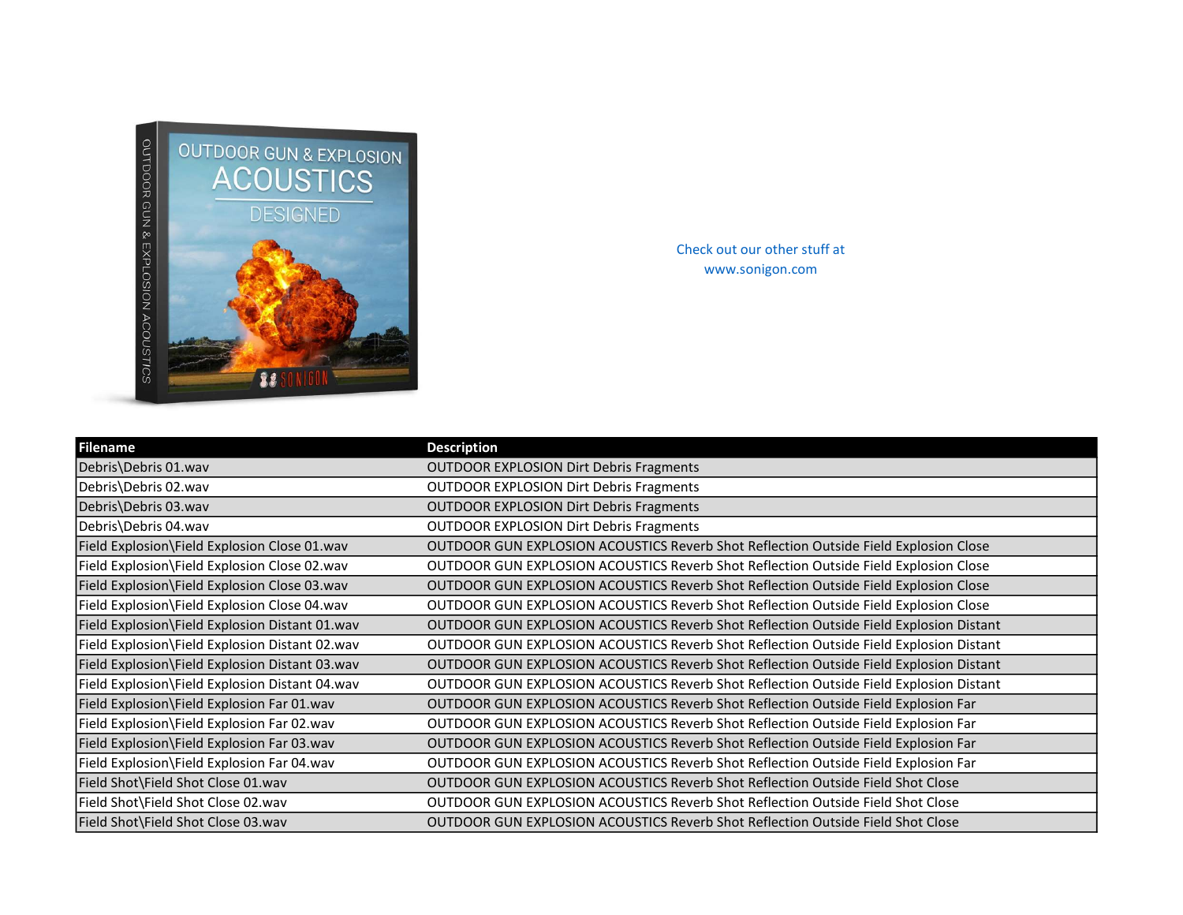Check out our other stuff at www.sonigon.com

| Filename | Description |
| --- | --- |
| Debris\Debris 01.wav | OUTDOOR EXPLOSION Dirt Debris Fragments |
| Debris\Debris 02.wav | OUTDOOR EXPLOSION Dirt Debris Fragments |
| Debris\Debris 03.wav | OUTDOOR EXPLOSION Dirt Debris Fragments |
| Debris\Debris 04.wav | OUTDOOR EXPLOSION Dirt Debris Fragments |
| Field Explosion\Field Explosion Close 01.wav | OUTDOOR GUN EXPLOSION ACOUSTICS Reverb Shot Reflection Outside Field Explosion Close |
| Field Explosion\Field Explosion Close 02.wav | OUTDOOR GUN EXPLOSION ACOUSTICS Reverb Shot Reflection Outside Field Explosion Close |
| Field Explosion\Field Explosion Close 03.wav | OUTDOOR GUN EXPLOSION ACOUSTICS Reverb Shot Reflection Outside Field Explosion Close |
| Field Explosion\Field Explosion Close 04.wav | OUTDOOR GUN EXPLOSION ACOUSTICS Reverb Shot Reflection Outside Field Explosion Close |
| Field Explosion\Field Explosion Distant 01.wav | OUTDOOR GUN EXPLOSION ACOUSTICS Reverb Shot Reflection Outside Field Explosion Distant |
| Field Explosion\Field Explosion Distant 02.wav | OUTDOOR GUN EXPLOSION ACOUSTICS Reverb Shot Reflection Outside Field Explosion Distant |
| Field Explosion\Field Explosion Distant 03.wav | OUTDOOR GUN EXPLOSION ACOUSTICS Reverb Shot Reflection Outside Field Explosion Distant |
| Field Explosion\Field Explosion Distant 04.wav | OUTDOOR GUN EXPLOSION ACOUSTICS Reverb Shot Reflection Outside Field Explosion Distant |
| Field Explosion\Field Explosion Far 01.wav | OUTDOOR GUN EXPLOSION ACOUSTICS Reverb Shot Reflection Outside Field Explosion Far |
| Field Explosion\Field Explosion Far 02.wav | OUTDOOR GUN EXPLOSION ACOUSTICS Reverb Shot Reflection Outside Field Explosion Far |
| Field Explosion\Field Explosion Far 03.wav | OUTDOOR GUN EXPLOSION ACOUSTICS Reverb Shot Reflection Outside Field Explosion Far |
| Field Explosion\Field Explosion Far 04.wav | OUTDOOR GUN EXPLOSION ACOUSTICS Reverb Shot Reflection Outside Field Explosion Far |
| Field Shot\Field Shot Close 01.wav | OUTDOOR GUN EXPLOSION ACOUSTICS Reverb Shot Reflection Outside Field Shot Close |
| Field Shot\Field Shot Close 02.wav | OUTDOOR GUN EXPLOSION ACOUSTICS Reverb Shot Reflection Outside Field Shot Close |
| Field Shot\Field Shot Close 03.wav | OUTDOOR GUN EXPLOSION ACOUSTICS Reverb Shot Reflection Outside Field Shot Close |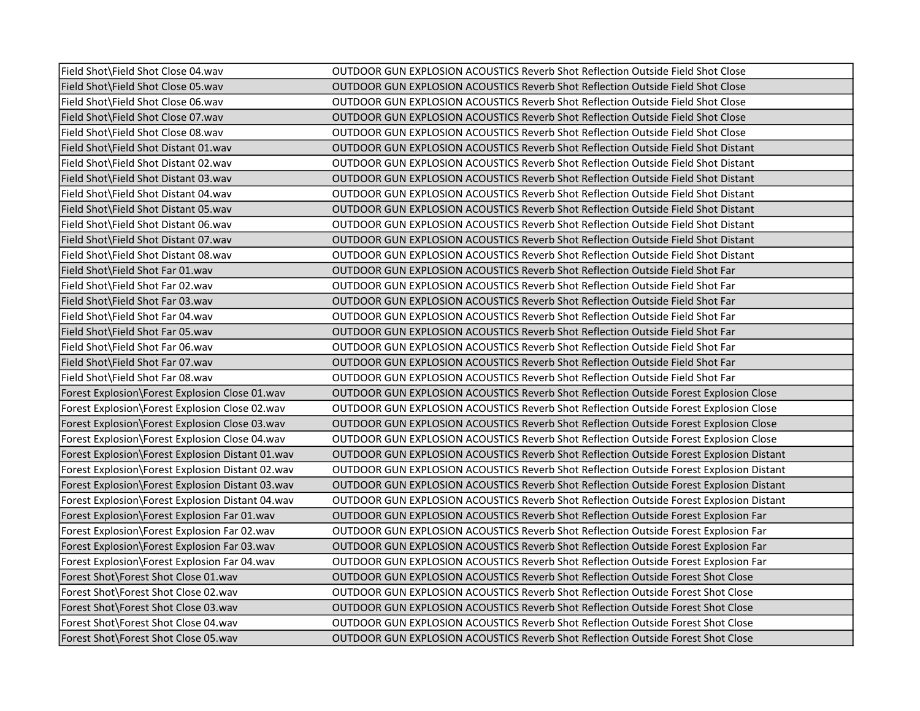| | |
|---|---|
| Field Shot\Field Shot Close 04.wav | OUTDOOR GUN EXPLOSION ACOUSTICS Reverb Shot Reflection Outside Field Shot Close |
| Field Shot\Field Shot Close 05.wav | OUTDOOR GUN EXPLOSION ACOUSTICS Reverb Shot Reflection Outside Field Shot Close |
| Field Shot\Field Shot Close 06.wav | OUTDOOR GUN EXPLOSION ACOUSTICS Reverb Shot Reflection Outside Field Shot Close |
| Field Shot\Field Shot Close 07.wav | OUTDOOR GUN EXPLOSION ACOUSTICS Reverb Shot Reflection Outside Field Shot Close |
| Field Shot\Field Shot Close 08.wav | OUTDOOR GUN EXPLOSION ACOUSTICS Reverb Shot Reflection Outside Field Shot Close |
| Field Shot\Field Shot Distant 01.wav | OUTDOOR GUN EXPLOSION ACOUSTICS Reverb Shot Reflection Outside Field Shot Distant |
| Field Shot\Field Shot Distant 02.wav | OUTDOOR GUN EXPLOSION ACOUSTICS Reverb Shot Reflection Outside Field Shot Distant |
| Field Shot\Field Shot Distant 03.wav | OUTDOOR GUN EXPLOSION ACOUSTICS Reverb Shot Reflection Outside Field Shot Distant |
| Field Shot\Field Shot Distant 04.wav | OUTDOOR GUN EXPLOSION ACOUSTICS Reverb Shot Reflection Outside Field Shot Distant |
| Field Shot\Field Shot Distant 05.wav | OUTDOOR GUN EXPLOSION ACOUSTICS Reverb Shot Reflection Outside Field Shot Distant |
| Field Shot\Field Shot Distant 06.wav | OUTDOOR GUN EXPLOSION ACOUSTICS Reverb Shot Reflection Outside Field Shot Distant |
| Field Shot\Field Shot Distant 07.wav | OUTDOOR GUN EXPLOSION ACOUSTICS Reverb Shot Reflection Outside Field Shot Distant |
| Field Shot\Field Shot Distant 08.wav | OUTDOOR GUN EXPLOSION ACOUSTICS Reverb Shot Reflection Outside Field Shot Distant |
| Field Shot\Field Shot Far 01.wav | OUTDOOR GUN EXPLOSION ACOUSTICS Reverb Shot Reflection Outside Field Shot Far |
| Field Shot\Field Shot Far 02.wav | OUTDOOR GUN EXPLOSION ACOUSTICS Reverb Shot Reflection Outside Field Shot Far |
| Field Shot\Field Shot Far 03.wav | OUTDOOR GUN EXPLOSION ACOUSTICS Reverb Shot Reflection Outside Field Shot Far |
| Field Shot\Field Shot Far 04.wav | OUTDOOR GUN EXPLOSION ACOUSTICS Reverb Shot Reflection Outside Field Shot Far |
| Field Shot\Field Shot Far 05.wav | OUTDOOR GUN EXPLOSION ACOUSTICS Reverb Shot Reflection Outside Field Shot Far |
| Field Shot\Field Shot Far 06.wav | OUTDOOR GUN EXPLOSION ACOUSTICS Reverb Shot Reflection Outside Field Shot Far |
| Field Shot\Field Shot Far 07.wav | OUTDOOR GUN EXPLOSION ACOUSTICS Reverb Shot Reflection Outside Field Shot Far |
| Field Shot\Field Shot Far 08.wav | OUTDOOR GUN EXPLOSION ACOUSTICS Reverb Shot Reflection Outside Field Shot Far |
| Forest Explosion\Forest Explosion Close 01.wav | OUTDOOR GUN EXPLOSION ACOUSTICS Reverb Shot Reflection Outside Forest Explosion Close |
| Forest Explosion\Forest Explosion Close 02.wav | OUTDOOR GUN EXPLOSION ACOUSTICS Reverb Shot Reflection Outside Forest Explosion Close |
| Forest Explosion\Forest Explosion Close 03.wav | OUTDOOR GUN EXPLOSION ACOUSTICS Reverb Shot Reflection Outside Forest Explosion Close |
| Forest Explosion\Forest Explosion Close 04.wav | OUTDOOR GUN EXPLOSION ACOUSTICS Reverb Shot Reflection Outside Forest Explosion Close |
| Forest Explosion\Forest Explosion Distant 01.wav | OUTDOOR GUN EXPLOSION ACOUSTICS Reverb Shot Reflection Outside Forest Explosion Distant |
| Forest Explosion\Forest Explosion Distant 02.wav | OUTDOOR GUN EXPLOSION ACOUSTICS Reverb Shot Reflection Outside Forest Explosion Distant |
| Forest Explosion\Forest Explosion Distant 03.wav | OUTDOOR GUN EXPLOSION ACOUSTICS Reverb Shot Reflection Outside Forest Explosion Distant |
| Forest Explosion\Forest Explosion Distant 04.wav | OUTDOOR GUN EXPLOSION ACOUSTICS Reverb Shot Reflection Outside Forest Explosion Distant |
| Forest Explosion\Forest Explosion Far 01.wav | OUTDOOR GUN EXPLOSION ACOUSTICS Reverb Shot Reflection Outside Forest Explosion Far |
| Forest Explosion\Forest Explosion Far 02.wav | OUTDOOR GUN EXPLOSION ACOUSTICS Reverb Shot Reflection Outside Forest Explosion Far |
| Forest Explosion\Forest Explosion Far 03.wav | OUTDOOR GUN EXPLOSION ACOUSTICS Reverb Shot Reflection Outside Forest Explosion Far |
| Forest Explosion\Forest Explosion Far 04.wav | OUTDOOR GUN EXPLOSION ACOUSTICS Reverb Shot Reflection Outside Forest Explosion Far |
| Forest Shot\Forest Shot Close 01.wav | OUTDOOR GUN EXPLOSION ACOUSTICS Reverb Shot Reflection Outside Forest Shot Close |
| Forest Shot\Forest Shot Close 02.wav | OUTDOOR GUN EXPLOSION ACOUSTICS Reverb Shot Reflection Outside Forest Shot Close |
| Forest Shot\Forest Shot Close 03.wav | OUTDOOR GUN EXPLOSION ACOUSTICS Reverb Shot Reflection Outside Forest Shot Close |
| Forest Shot\Forest Shot Close 04.wav | OUTDOOR GUN EXPLOSION ACOUSTICS Reverb Shot Reflection Outside Forest Shot Close |
| Forest Shot\Forest Shot Close 05.wav | OUTDOOR GUN EXPLOSION ACOUSTICS Reverb Shot Reflection Outside Forest Shot Close |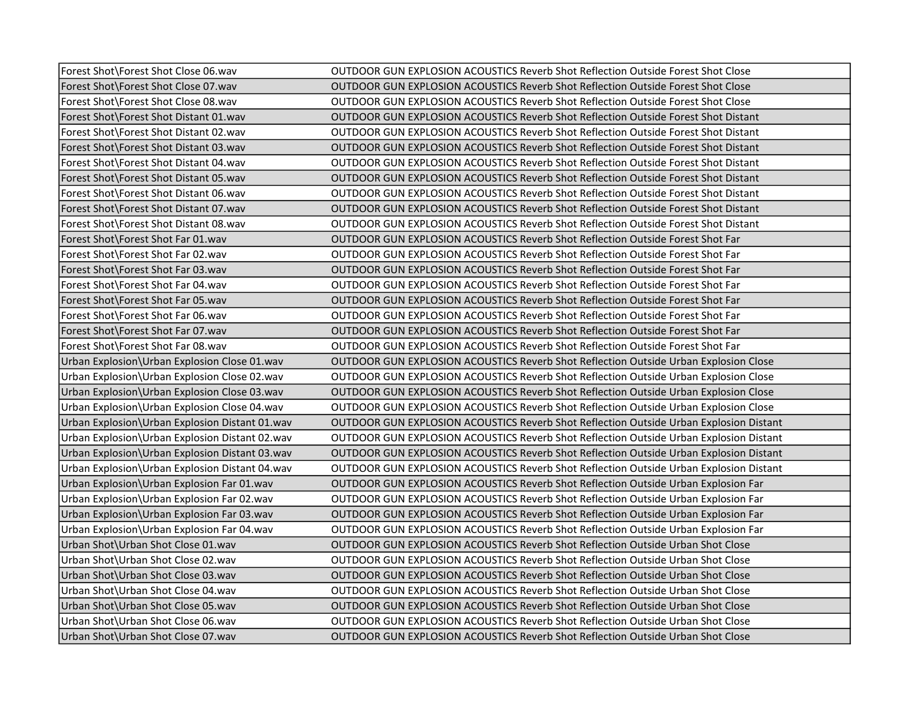| | |
|---|---|
| Forest Shot\Forest Shot Close 06.wav | OUTDOOR GUN EXPLOSION ACOUSTICS Reverb Shot Reflection Outside Forest Shot Close |
| Forest Shot\Forest Shot Close 07.wav | OUTDOOR GUN EXPLOSION ACOUSTICS Reverb Shot Reflection Outside Forest Shot Close |
| Forest Shot\Forest Shot Close 08.wav | OUTDOOR GUN EXPLOSION ACOUSTICS Reverb Shot Reflection Outside Forest Shot Close |
| Forest Shot\Forest Shot Distant 01.wav | OUTDOOR GUN EXPLOSION ACOUSTICS Reverb Shot Reflection Outside Forest Shot Distant |
| Forest Shot\Forest Shot Distant 02.wav | OUTDOOR GUN EXPLOSION ACOUSTICS Reverb Shot Reflection Outside Forest Shot Distant |
| Forest Shot\Forest Shot Distant 03.wav | OUTDOOR GUN EXPLOSION ACOUSTICS Reverb Shot Reflection Outside Forest Shot Distant |
| Forest Shot\Forest Shot Distant 04.wav | OUTDOOR GUN EXPLOSION ACOUSTICS Reverb Shot Reflection Outside Forest Shot Distant |
| Forest Shot\Forest Shot Distant 05.wav | OUTDOOR GUN EXPLOSION ACOUSTICS Reverb Shot Reflection Outside Forest Shot Distant |
| Forest Shot\Forest Shot Distant 06.wav | OUTDOOR GUN EXPLOSION ACOUSTICS Reverb Shot Reflection Outside Forest Shot Distant |
| Forest Shot\Forest Shot Distant 07.wav | OUTDOOR GUN EXPLOSION ACOUSTICS Reverb Shot Reflection Outside Forest Shot Distant |
| Forest Shot\Forest Shot Distant 08.wav | OUTDOOR GUN EXPLOSION ACOUSTICS Reverb Shot Reflection Outside Forest Shot Distant |
| Forest Shot\Forest Shot Far 01.wav | OUTDOOR GUN EXPLOSION ACOUSTICS Reverb Shot Reflection Outside Forest Shot Far |
| Forest Shot\Forest Shot Far 02.wav | OUTDOOR GUN EXPLOSION ACOUSTICS Reverb Shot Reflection Outside Forest Shot Far |
| Forest Shot\Forest Shot Far 03.wav | OUTDOOR GUN EXPLOSION ACOUSTICS Reverb Shot Reflection Outside Forest Shot Far |
| Forest Shot\Forest Shot Far 04.wav | OUTDOOR GUN EXPLOSION ACOUSTICS Reverb Shot Reflection Outside Forest Shot Far |
| Forest Shot\Forest Shot Far 05.wav | OUTDOOR GUN EXPLOSION ACOUSTICS Reverb Shot Reflection Outside Forest Shot Far |
| Forest Shot\Forest Shot Far 06.wav | OUTDOOR GUN EXPLOSION ACOUSTICS Reverb Shot Reflection Outside Forest Shot Far |
| Forest Shot\Forest Shot Far 07.wav | OUTDOOR GUN EXPLOSION ACOUSTICS Reverb Shot Reflection Outside Forest Shot Far |
| Forest Shot\Forest Shot Far 08.wav | OUTDOOR GUN EXPLOSION ACOUSTICS Reverb Shot Reflection Outside Forest Shot Far |
| Urban Explosion\Urban Explosion Close 01.wav | OUTDOOR GUN EXPLOSION ACOUSTICS Reverb Shot Reflection Outside Urban Explosion Close |
| Urban Explosion\Urban Explosion Close 02.wav | OUTDOOR GUN EXPLOSION ACOUSTICS Reverb Shot Reflection Outside Urban Explosion Close |
| Urban Explosion\Urban Explosion Close 03.wav | OUTDOOR GUN EXPLOSION ACOUSTICS Reverb Shot Reflection Outside Urban Explosion Close |
| Urban Explosion\Urban Explosion Close 04.wav | OUTDOOR GUN EXPLOSION ACOUSTICS Reverb Shot Reflection Outside Urban Explosion Close |
| Urban Explosion\Urban Explosion Distant 01.wav | OUTDOOR GUN EXPLOSION ACOUSTICS Reverb Shot Reflection Outside Urban Explosion Distant |
| Urban Explosion\Urban Explosion Distant 02.wav | OUTDOOR GUN EXPLOSION ACOUSTICS Reverb Shot Reflection Outside Urban Explosion Distant |
| Urban Explosion\Urban Explosion Distant 03.wav | OUTDOOR GUN EXPLOSION ACOUSTICS Reverb Shot Reflection Outside Urban Explosion Distant |
| Urban Explosion\Urban Explosion Distant 04.wav | OUTDOOR GUN EXPLOSION ACOUSTICS Reverb Shot Reflection Outside Urban Explosion Distant |
| Urban Explosion\Urban Explosion Far 01.wav | OUTDOOR GUN EXPLOSION ACOUSTICS Reverb Shot Reflection Outside Urban Explosion Far |
| Urban Explosion\Urban Explosion Far 02.wav | OUTDOOR GUN EXPLOSION ACOUSTICS Reverb Shot Reflection Outside Urban Explosion Far |
| Urban Explosion\Urban Explosion Far 03.wav | OUTDOOR GUN EXPLOSION ACOUSTICS Reverb Shot Reflection Outside Urban Explosion Far |
| Urban Explosion\Urban Explosion Far 04.wav | OUTDOOR GUN EXPLOSION ACOUSTICS Reverb Shot Reflection Outside Urban Explosion Far |
| Urban Shot\Urban Shot Close 01.wav | OUTDOOR GUN EXPLOSION ACOUSTICS Reverb Shot Reflection Outside Urban Shot Close |
| Urban Shot\Urban Shot Close 02.wav | OUTDOOR GUN EXPLOSION ACOUSTICS Reverb Shot Reflection Outside Urban Shot Close |
| Urban Shot\Urban Shot Close 03.wav | OUTDOOR GUN EXPLOSION ACOUSTICS Reverb Shot Reflection Outside Urban Shot Close |
| Urban Shot\Urban Shot Close 04.wav | OUTDOOR GUN EXPLOSION ACOUSTICS Reverb Shot Reflection Outside Urban Shot Close |
| Urban Shot\Urban Shot Close 05.wav | OUTDOOR GUN EXPLOSION ACOUSTICS Reverb Shot Reflection Outside Urban Shot Close |
| Urban Shot\Urban Shot Close 06.wav | OUTDOOR GUN EXPLOSION ACOUSTICS Reverb Shot Reflection Outside Urban Shot Close |
| Urban Shot\Urban Shot Close 07.wav | OUTDOOR GUN EXPLOSION ACOUSTICS Reverb Shot Reflection Outside Urban Shot Close |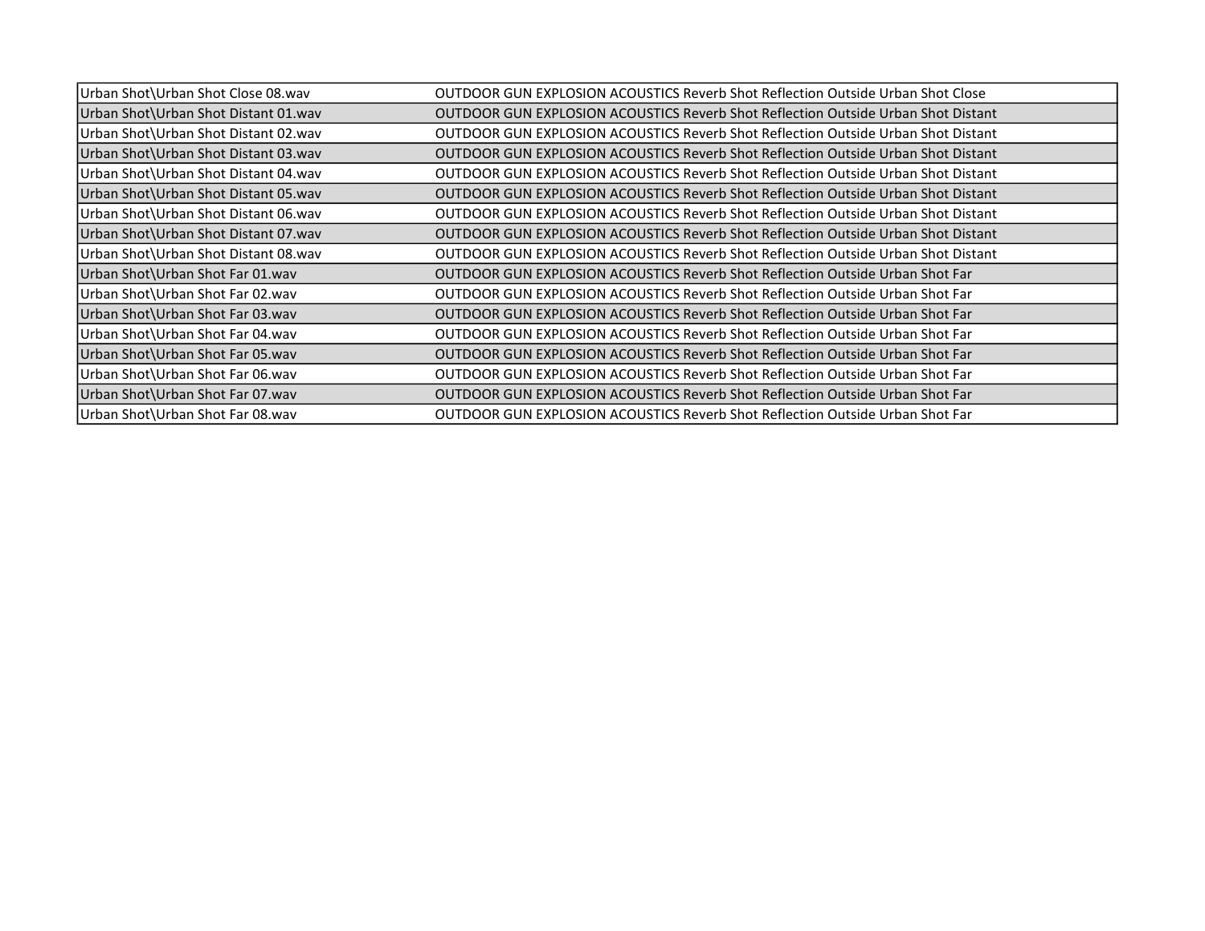| | |
|---|---|
| Urban Shot\Urban Shot Close 08.wav | OUTDOOR GUN EXPLOSION ACOUSTICS Reverb Shot Reflection Outside Urban Shot Close |
| Urban Shot\Urban Shot Distant 01.wav | OUTDOOR GUN EXPLOSION ACOUSTICS Reverb Shot Reflection Outside Urban Shot Distant |
| Urban Shot\Urban Shot Distant 02.wav | OUTDOOR GUN EXPLOSION ACOUSTICS Reverb Shot Reflection Outside Urban Shot Distant |
| Urban Shot\Urban Shot Distant 03.wav | OUTDOOR GUN EXPLOSION ACOUSTICS Reverb Shot Reflection Outside Urban Shot Distant |
| Urban Shot\Urban Shot Distant 04.wav | OUTDOOR GUN EXPLOSION ACOUSTICS Reverb Shot Reflection Outside Urban Shot Distant |
| Urban Shot\Urban Shot Distant 05.wav | OUTDOOR GUN EXPLOSION ACOUSTICS Reverb Shot Reflection Outside Urban Shot Distant |
| Urban Shot\Urban Shot Distant 06.wav | OUTDOOR GUN EXPLOSION ACOUSTICS Reverb Shot Reflection Outside Urban Shot Distant |
| Urban Shot\Urban Shot Distant 07.wav | OUTDOOR GUN EXPLOSION ACOUSTICS Reverb Shot Reflection Outside Urban Shot Distant |
| Urban Shot\Urban Shot Distant 08.wav | OUTDOOR GUN EXPLOSION ACOUSTICS Reverb Shot Reflection Outside Urban Shot Distant |
| Urban Shot\Urban Shot Far 01.wav | OUTDOOR GUN EXPLOSION ACOUSTICS Reverb Shot Reflection Outside Urban Shot Far |
| Urban Shot\Urban Shot Far 02.wav | OUTDOOR GUN EXPLOSION ACOUSTICS Reverb Shot Reflection Outside Urban Shot Far |
| Urban Shot\Urban Shot Far 03.wav | OUTDOOR GUN EXPLOSION ACOUSTICS Reverb Shot Reflection Outside Urban Shot Far |
| Urban Shot\Urban Shot Far 04.wav | OUTDOOR GUN EXPLOSION ACOUSTICS Reverb Shot Reflection Outside Urban Shot Far |
| Urban Shot\Urban Shot Far 05.wav | OUTDOOR GUN EXPLOSION ACOUSTICS Reverb Shot Reflection Outside Urban Shot Far |
| Urban Shot\Urban Shot Far 06.wav | OUTDOOR GUN EXPLOSION ACOUSTICS Reverb Shot Reflection Outside Urban Shot Far |
| Urban Shot\Urban Shot Far 07.wav | OUTDOOR GUN EXPLOSION ACOUSTICS Reverb Shot Reflection Outside Urban Shot Far |
| Urban Shot\Urban Shot Far 08.wav | OUTDOOR GUN EXPLOSION ACOUSTICS Reverb Shot Reflection Outside Urban Shot Far |